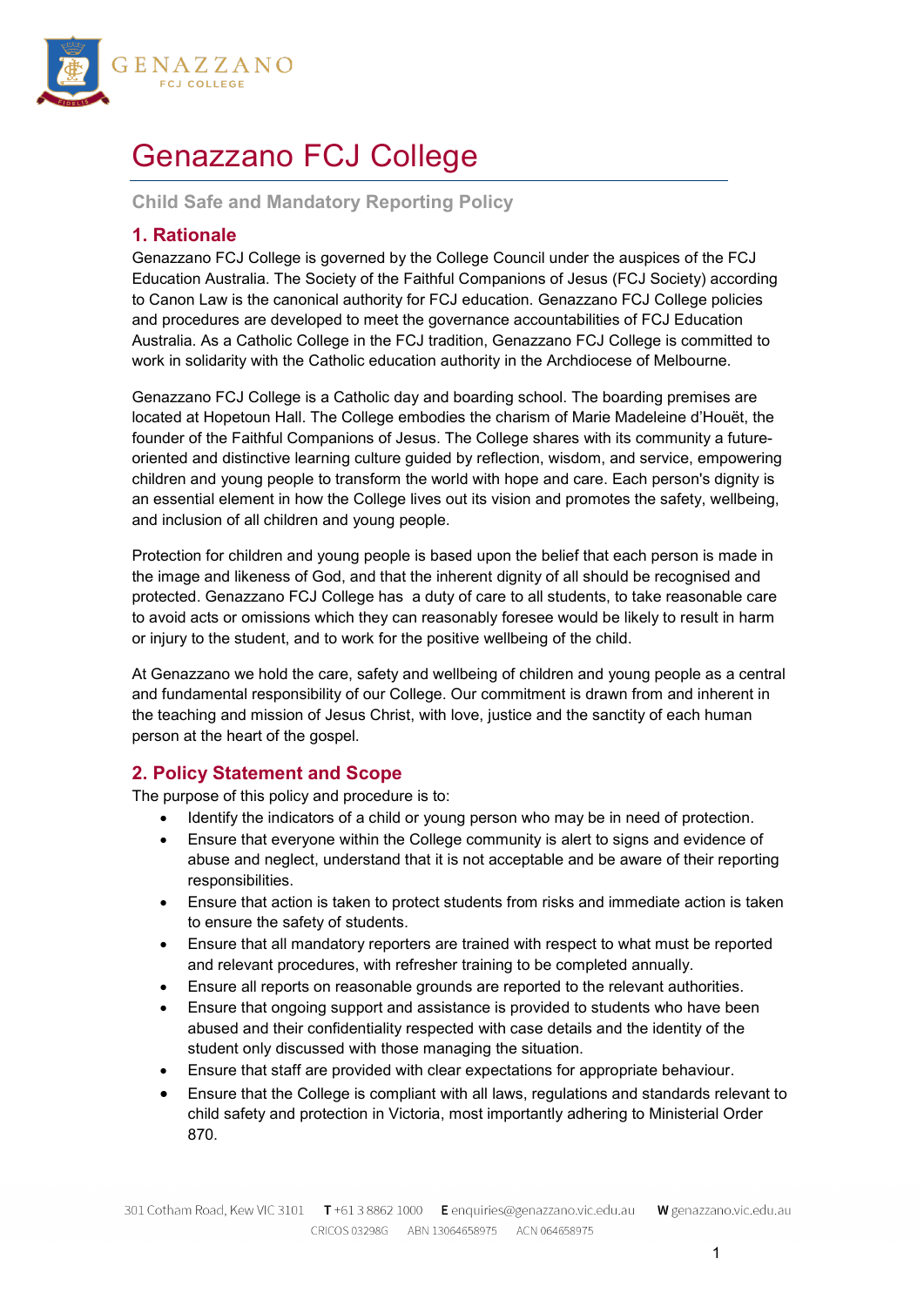# Genazzano FCJ College

## Child Safe and Mandatory Reporting Policy

### 1. Rationale

Genazzano FCJ College is governed by the College Council under the auspices of the FCJ Education Australia. The Society of the Faithful Companions of Jesus (FCJ Society) according to Canon Law is the canonical authority for FCJ education. Genazzano FCJ College policies and procedures are developed to meet the governance accountabilities of FCJ Education Australia. As a Catholic College in the FCJ tradition, Genazzano FCJ College is committed to work in solidarity with the Catholic education authority in the Archdiocese of Melbourne.

Genazzano FCJ College is a Catholic day and boarding school. The boarding premises are located at Hopetoun Hall. The College embodies the charism of Marie Madeleine d'Houët, the founder of the Faithful Companions of Jesus. The College shares with its community a future-oriented and distinctive learning culture guided by reflection, wisdom, and service, empowering children and young people to transform the world with hope and care. Each person's dignity is an essential element in how the College lives out its vision and promotes the safety, wellbeing, and inclusion of all children and young people.

Protection for children and young people is based upon the belief that each person is made in the image and likeness of God, and that the inherent dignity of all should be recognised and protected. Genazzano FCJ College has a duty of care to all students, to take reasonable care to avoid acts or omissions which they can reasonably foresee would be likely to result in harm or injury to the student, and to work for the positive wellbeing of the child.

At Genazzano we hold the care, safety and wellbeing of children and young people as a central and fundamental responsibility of our College. Our commitment is drawn from and inherent in the teaching and mission of Jesus Christ, with love, justice and the sanctity of each human person at the heart of the gospel.

### 2. Policy Statement and Scope

The purpose of this policy and procedure is to:

- Identify the indicators of a child or young person who may be in need of protection.
- Ensure that everyone within the College community is alert to signs and evidence of abuse and neglect, understand that it is not acceptable and be aware of their reporting responsibilities.
- Ensure that action is taken to protect students from risks and immediate action is taken to ensure the safety of students.
- Ensure that all mandatory reporters are trained with respect to what must be reported and relevant procedures, with refresher training to be completed annually.
- Ensure all reports on reasonable grounds are reported to the relevant authorities.
- Ensure that ongoing support and assistance is provided to students who have been abused and their confidentiality respected with case details and the identity of the student only discussed with those managing the situation.
- Ensure that staff are provided with clear expectations for appropriate behaviour.
- Ensure that the College is compliant with all laws, regulations and standards relevant to child safety and protection in Victoria, most importantly adhering to Ministerial Order 870.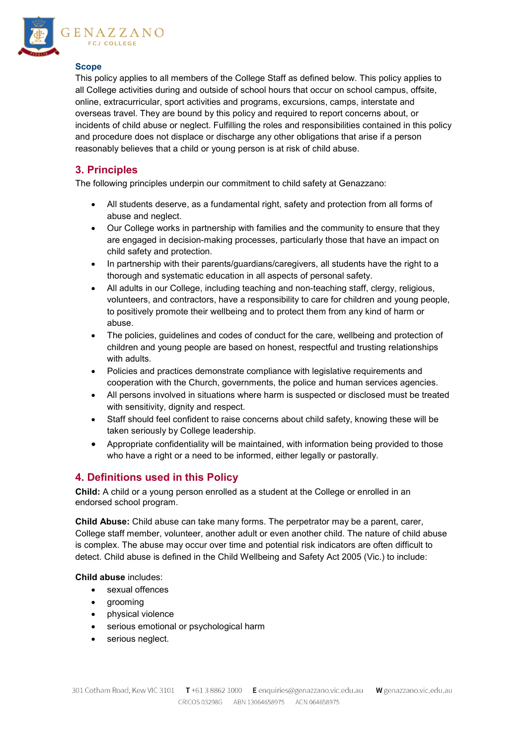### Scope

This policy applies to all members of the College Staff as defined below. This policy applies to all College activities during and outside of school hours that occur on school campus, offsite, online, extracurricular, sport activities and programs, excursions, camps, interstate and overseas travel. They are bound by this policy and required to report concerns about, or incidents of child abuse or neglect. Fulfilling the roles and responsibilities contained in this policy and procedure does not displace or discharge any other obligations that arise if a person reasonably believes that a child or young person is at risk of child abuse.

## 3. Principles

The following principles underpin our commitment to child safety at Genazzano:

- All students deserve, as a fundamental right, safety and protection from all forms of abuse and neglect.
- Our College works in partnership with families and the community to ensure that they are engaged in decision-making processes, particularly those that have an impact on child safety and protection.
- In partnership with their parents/guardians/caregivers, all students have the right to a thorough and systematic education in all aspects of personal safety.
- All adults in our College, including teaching and non-teaching staff, clergy, religious, volunteers, and contractors, have a responsibility to care for children and young people, to positively promote their wellbeing and to protect them from any kind of harm or abuse.
- The policies, guidelines and codes of conduct for the care, wellbeing and protection of children and young people are based on honest, respectful and trusting relationships with adults.
- Policies and practices demonstrate compliance with legislative requirements and cooperation with the Church, governments, the police and human services agencies.
- All persons involved in situations where harm is suspected or disclosed must be treated with sensitivity, dignity and respect.
- Staff should feel confident to raise concerns about child safety, knowing these will be taken seriously by College leadership.
- Appropriate confidentiality will be maintained, with information being provided to those who have a right or a need to be informed, either legally or pastorally.

## 4. Definitions used in this Policy

**Child:** A child or a young person enrolled as a student at the College or enrolled in an endorsed school program.

**Child Abuse:** Child abuse can take many forms. The perpetrator may be a parent, carer, College staff member, volunteer, another adult or even another child. The nature of child abuse is complex. The abuse may occur over time and potential risk indicators are often difficult to detect. Child abuse is defined in the Child Wellbeing and Safety Act 2005 (Vic.) to include:

**Child abuse** includes:

- sexual offences
- grooming
- physical violence
- serious emotional or psychological harm
- serious neglect.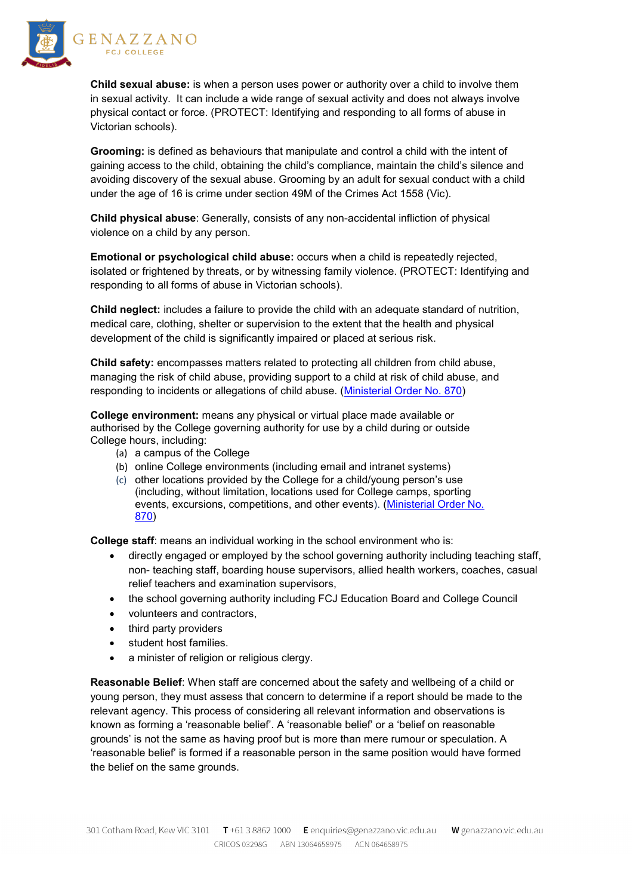**Child sexual abuse:** is when a person uses power or authority over a child to involve them in sexual activity. It can include a wide range of sexual activity and does not always involve physical contact or force. (PROTECT: Identifying and responding to all forms of abuse in Victorian schools).

**Grooming:** is defined as behaviours that manipulate and control a child with the intent of gaining access to the child, obtaining the child's compliance, maintain the child's silence and avoiding discovery of the sexual abuse. Grooming by an adult for sexual conduct with a child under the age of 16 is crime under section 49M of the Crimes Act 1558 (Vic).

**Child physical abuse**: Generally, consists of any non-accidental infliction of physical violence on a child by any person.

**Emotional or psychological child abuse:** occurs when a child is repeatedly rejected, isolated or frightened by threats, or by witnessing family violence. (PROTECT: Identifying and responding to all forms of abuse in Victorian schools).

**Child neglect:** includes a failure to provide the child with an adequate standard of nutrition, medical care, clothing, shelter or supervision to the extent that the health and physical development of the child is significantly impaired or placed at serious risk.

**Child safety:** encompasses matters related to protecting all children from child abuse, managing the risk of child abuse, providing support to a child at risk of child abuse, and responding to incidents or allegations of child abuse. (Ministerial Order No. 870)

**College environment:** means any physical or virtual place made available or authorised by the College governing authority for use by a child during or outside College hours, including:

(a) a campus of the College
(b) online College environments (including email and intranet systems)
(c) other locations provided by the College for a child/young person's use (including, without limitation, locations used for College camps, sporting events, excursions, competitions, and other events). (Ministerial Order No. 870)

**College staff**: means an individual working in the school environment who is:

- directly engaged or employed by the school governing authority including teaching staff, non- teaching staff, boarding house supervisors, allied health workers, coaches, casual relief teachers and examination supervisors,
- the school governing authority including FCJ Education Board and College Council
- volunteers and contractors,
- third party providers
- student host families.
- a minister of religion or religious clergy.

**Reasonable Belief**: When staff are concerned about the safety and wellbeing of a child or young person, they must assess that concern to determine if a report should be made to the relevant agency. This process of considering all relevant information and observations is known as forming a 'reasonable belief'. A 'reasonable belief' or a 'belief on reasonable grounds' is not the same as having proof but is more than mere rumour or speculation. A 'reasonable belief' is formed if a reasonable person in the same position would have formed the belief on the same grounds.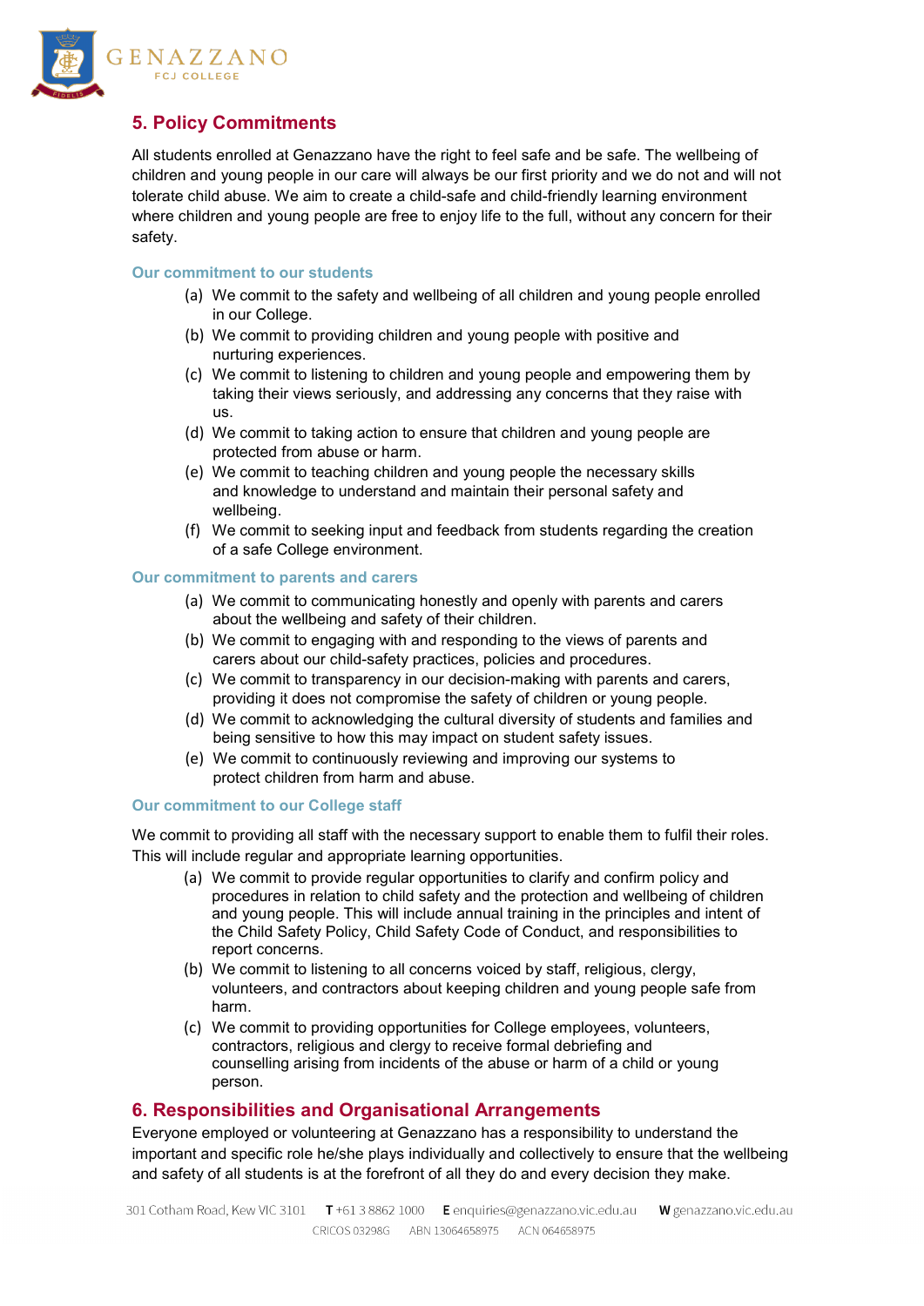## 5. Policy Commitments

All students enrolled at Genazzano have the right to feel safe and be safe. The wellbeing of children and young people in our care will always be our first priority and we do not and will not tolerate child abuse. We aim to create a child-safe and child-friendly learning environment where children and young people are free to enjoy life to the full, without any concern for their safety.

### Our commitment to our students

(a) We commit to the safety and wellbeing of all children and young people enrolled in our College.
(b) We commit to providing children and young people with positive and nurturing experiences.
(c) We commit to listening to children and young people and empowering them by taking their views seriously, and addressing any concerns that they raise with us.
(d) We commit to taking action to ensure that children and young people are protected from abuse or harm.
(e) We commit to teaching children and young people the necessary skills and knowledge to understand and maintain their personal safety and wellbeing.
(f) We commit to seeking input and feedback from students regarding the creation of a safe College environment.

### Our commitment to parents and carers

(a) We commit to communicating honestly and openly with parents and carers about the wellbeing and safety of their children.
(b) We commit to engaging with and responding to the views of parents and carers about our child-safety practices, policies and procedures.
(c) We commit to transparency in our decision-making with parents and carers, providing it does not compromise the safety of children or young people.
(d) We commit to acknowledging the cultural diversity of students and families and being sensitive to how this may impact on student safety issues.
(e) We commit to continuously reviewing and improving our systems to protect children from harm and abuse.

### Our commitment to our College staff

We commit to providing all staff with the necessary support to enable them to fulfil their roles. This will include regular and appropriate learning opportunities.

(a) We commit to provide regular opportunities to clarify and confirm policy and procedures in relation to child safety and the protection and wellbeing of children and young people. This will include annual training in the principles and intent of the Child Safety Policy, Child Safety Code of Conduct, and responsibilities to report concerns.
(b) We commit to listening to all concerns voiced by staff, religious, clergy, volunteers, and contractors about keeping children and young people safe from harm.
(c) We commit to providing opportunities for College employees, volunteers, contractors, religious and clergy to receive formal debriefing and counselling arising from incidents of the abuse or harm of a child or young person.

## 6. Responsibilities and Organisational Arrangements

Everyone employed or volunteering at Genazzano has a responsibility to understand the important and specific role he/she plays individually and collectively to ensure that the wellbeing and safety of all students is at the forefront of all they do and every decision they make.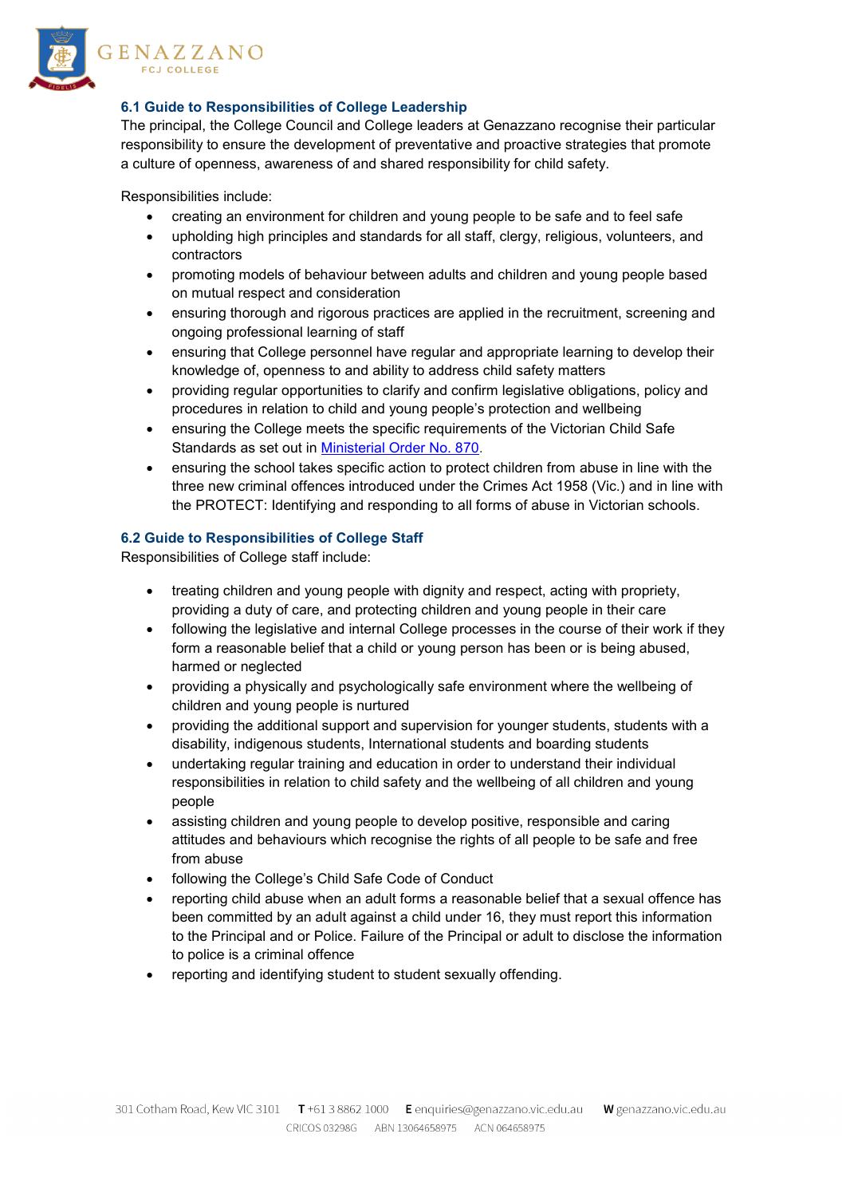### 6.1 Guide to Responsibilities of College Leadership

The principal, the College Council and College leaders at Genazzano recognise their particular responsibility to ensure the development of preventative and proactive strategies that promote a culture of openness, awareness of and shared responsibility for child safety.

Responsibilities include:

- creating an environment for children and young people to be safe and to feel safe
- upholding high principles and standards for all staff, clergy, religious, volunteers, and contractors
- promoting models of behaviour between adults and children and young people based on mutual respect and consideration
- ensuring thorough and rigorous practices are applied in the recruitment, screening and ongoing professional learning of staff
- ensuring that College personnel have regular and appropriate learning to develop their knowledge of, openness to and ability to address child safety matters
- providing regular opportunities to clarify and confirm legislative obligations, policy and procedures in relation to child and young people's protection and wellbeing
- ensuring the College meets the specific requirements of the Victorian Child Safe Standards as set out in Ministerial Order No. 870.
- ensuring the school takes specific action to protect children from abuse in line with the three new criminal offences introduced under the Crimes Act 1958 (Vic.) and in line with the PROTECT: Identifying and responding to all forms of abuse in Victorian schools.

### 6.2 Guide to Responsibilities of College Staff

Responsibilities of College staff include:

- treating children and young people with dignity and respect, acting with propriety, providing a duty of care, and protecting children and young people in their care
- following the legislative and internal College processes in the course of their work if they form a reasonable belief that a child or young person has been or is being abused, harmed or neglected
- providing a physically and psychologically safe environment where the wellbeing of children and young people is nurtured
- providing the additional support and supervision for younger students, students with a disability, indigenous students, International students and boarding students
- undertaking regular training and education in order to understand their individual responsibilities in relation to child safety and the wellbeing of all children and young people
- assisting children and young people to develop positive, responsible and caring attitudes and behaviours which recognise the rights of all people to be safe and free from abuse
- following the College's Child Safe Code of Conduct
- reporting child abuse when an adult forms a reasonable belief that a sexual offence has been committed by an adult against a child under 16, they must report this information to the Principal and or Police. Failure of the Principal or adult to disclose the information to police is a criminal offence
- reporting and identifying student to student sexually offending.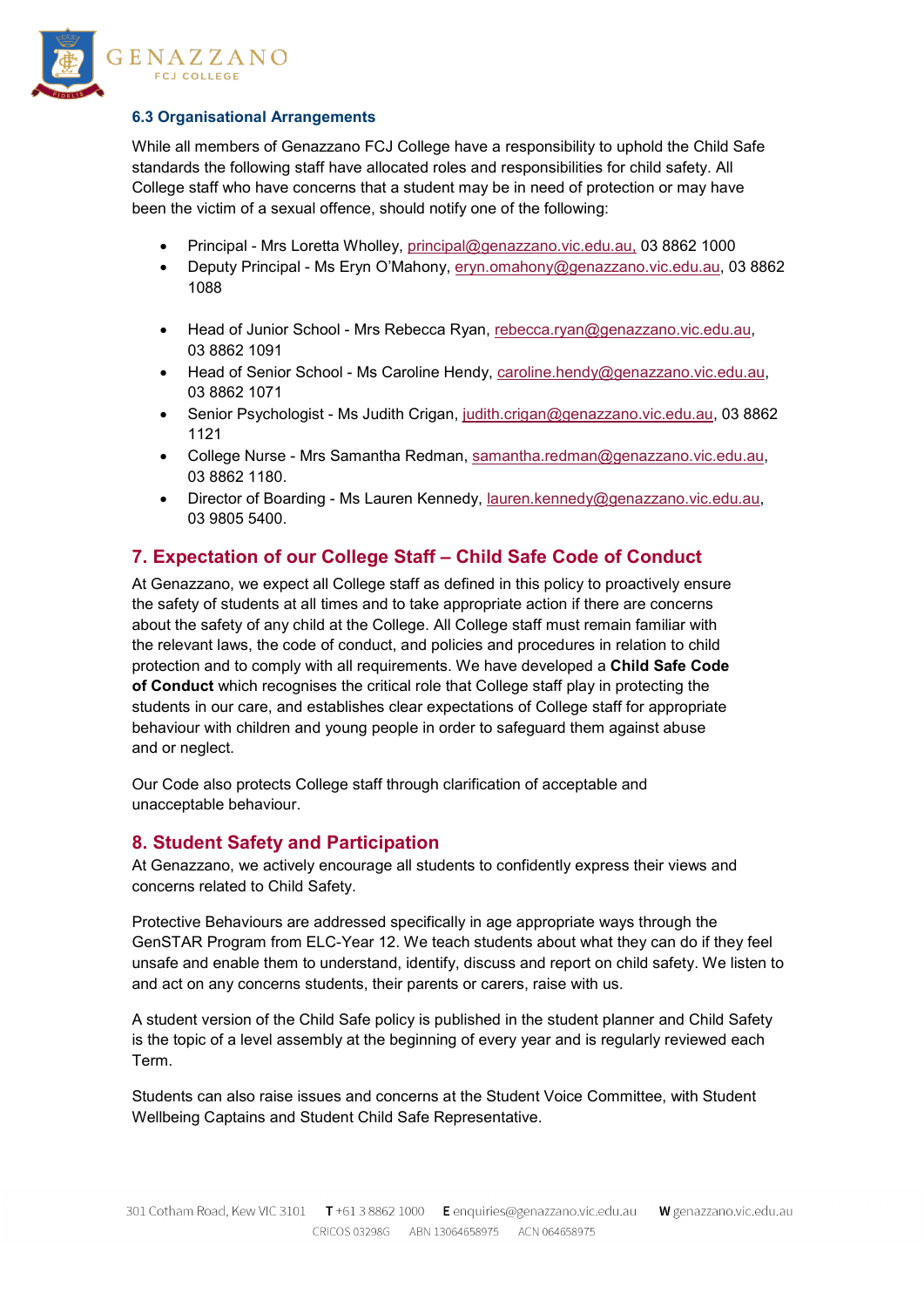### 6.3 Organisational Arrangements

While all members of Genazzano FCJ College have a responsibility to uphold the Child Safe standards the following staff have allocated roles and responsibilities for child safety. All College staff who have concerns that a student may be in need of protection or may have been the victim of a sexual offence, should notify one of the following:

- Principal - Mrs Loretta Wholley, principal@genazzano.vic.edu.au, 03 8862 1000
- Deputy Principal - Ms Eryn O'Mahony, eryn.omahony@genazzano.vic.edu.au, 03 8862 1088
- Head of Junior School - Mrs Rebecca Ryan, rebecca.ryan@genazzano.vic.edu.au, 03 8862 1091
- Head of Senior School - Ms Caroline Hendy, caroline.hendy@genazzano.vic.edu.au, 03 8862 1071
- Senior Psychologist - Ms Judith Crigan, judith.crigan@genazzano.vic.edu.au, 03 8862 1121
- College Nurse - Mrs Samantha Redman, samantha.redman@genazzano.vic.edu.au, 03 8862 1180.
- Director of Boarding - Ms Lauren Kennedy, lauren.kennedy@genazzano.vic.edu.au, 03 9805 5400.

## 7. Expectation of our College Staff – Child Safe Code of Conduct

At Genazzano, we expect all College staff as defined in this policy to proactively ensure the safety of students at all times and to take appropriate action if there are concerns about the safety of any child at the College. All College staff must remain familiar with the relevant laws, the code of conduct, and policies and procedures in relation to child protection and to comply with all requirements. We have developed a **Child Safe Code of Conduct** which recognises the critical role that College staff play in protecting the students in our care, and establishes clear expectations of College staff for appropriate behaviour with children and young people in order to safeguard them against abuse and or neglect.

Our Code also protects College staff through clarification of acceptable and unacceptable behaviour.

## 8. Student Safety and Participation

At Genazzano, we actively encourage all students to confidently express their views and concerns related to Child Safety.

Protective Behaviours are addressed specifically in age appropriate ways through the GenSTAR Program from ELC-Year 12. We teach students about what they can do if they feel unsafe and enable them to understand, identify, discuss and report on child safety. We listen to and act on any concerns students, their parents or carers, raise with us.

A student version of the Child Safe policy is published in the student planner and Child Safety is the topic of a level assembly at the beginning of every year and is regularly reviewed each Term.

Students can also raise issues and concerns at the Student Voice Committee, with Student Wellbeing Captains and Student Child Safe Representative.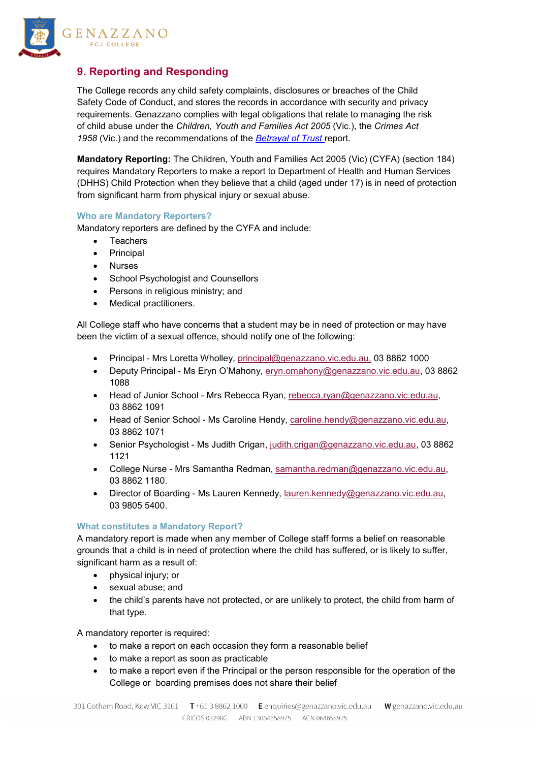## 9. Reporting and Responding

The College records any child safety complaints, disclosures or breaches of the Child Safety Code of Conduct, and stores the records in accordance with security and privacy requirements. Genazzano complies with legal obligations that relate to managing the risk of child abuse under the *Children, Youth and Families Act 2005* (Vic.), the *Crimes Act 1958* (Vic.) and the recommendations of the *Betrayal of Trust* report.

**Mandatory Reporting:** The Children, Youth and Families Act 2005 (Vic) (CYFA) (section 184) requires Mandatory Reporters to make a report to Department of Health and Human Services (DHHS) Child Protection when they believe that a child (aged under 17) is in need of protection from significant harm from physical injury or sexual abuse.

### Who are Mandatory Reporters?

Mandatory reporters are defined by the CYFA and include:

- Teachers
- Principal
- Nurses
- School Psychologist and Counsellors
- Persons in religious ministry; and
- Medical practitioners.

All College staff who have concerns that a student may be in need of protection or may have been the victim of a sexual offence, should notify one of the following:

- Principal - Mrs Loretta Wholley, principal@genazzano.vic.edu.au, 03 8862 1000
- Deputy Principal - Ms Eryn O'Mahony, eryn.omahony@genazzano.vic.edu.au, 03 8862 1088
- Head of Junior School - Mrs Rebecca Ryan, rebecca.ryan@genazzano.vic.edu.au, 03 8862 1091
- Head of Senior School - Ms Caroline Hendy, caroline.hendy@genazzano.vic.edu.au, 03 8862 1071
- Senior Psychologist - Ms Judith Crigan, judith.crigan@genazzano.vic.edu.au, 03 8862 1121
- College Nurse - Mrs Samantha Redman, samantha.redman@genazzano.vic.edu.au, 03 8862 1180.
- Director of Boarding - Ms Lauren Kennedy, lauren.kennedy@genazzano.vic.edu.au, 03 9805 5400.

### What constitutes a Mandatory Report?

A mandatory report is made when any member of College staff forms a belief on reasonable grounds that a child is in need of protection where the child has suffered, or is likely to suffer, significant harm as a result of:

- physical injury; or
- sexual abuse; and
- the child's parents have not protected, or are unlikely to protect, the child from harm of that type.

A mandatory reporter is required:

- to make a report on each occasion they form a reasonable belief
- to make a report as soon as practicable
- to make a report even if the Principal or the person responsible for the operation of the College or boarding premises does not share their belief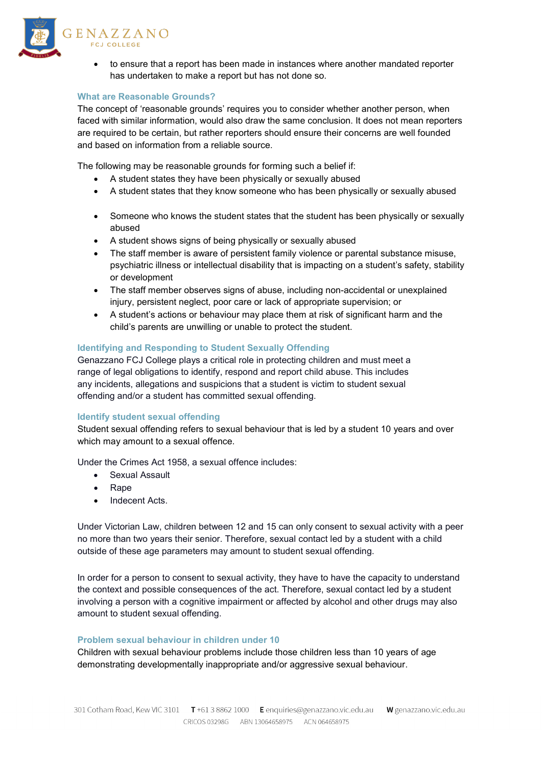- to ensure that a report has been made in instances where another mandated reporter has undertaken to make a report but has not done so.

### What are Reasonable Grounds?

The concept of 'reasonable grounds' requires you to consider whether another person, when faced with similar information, would also draw the same conclusion. It does not mean reporters are required to be certain, but rather reporters should ensure their concerns are well founded and based on information from a reliable source.

The following may be reasonable grounds for forming such a belief if:

- A student states they have been physically or sexually abused
- A student states that they know someone who has been physically or sexually abused
- Someone who knows the student states that the student has been physically or sexually abused
- A student shows signs of being physically or sexually abused
- The staff member is aware of persistent family violence or parental substance misuse, psychiatric illness or intellectual disability that is impacting on a student's safety, stability or development
- The staff member observes signs of abuse, including non-accidental or unexplained injury, persistent neglect, poor care or lack of appropriate supervision; or
- A student's actions or behaviour may place them at risk of significant harm and the child's parents are unwilling or unable to protect the student.

### Identifying and Responding to Student Sexually Offending

Genazzano FCJ College plays a critical role in protecting children and must meet a range of legal obligations to identify, respond and report child abuse. This includes any incidents, allegations and suspicions that a student is victim to student sexual offending and/or a student has committed sexual offending.

### Identify student sexual offending

Student sexual offending refers to sexual behaviour that is led by a student 10 years and over which may amount to a sexual offence.

Under the Crimes Act 1958, a sexual offence includes:

- Sexual Assault
- Rape
- Indecent Acts.

Under Victorian Law, children between 12 and 15 can only consent to sexual activity with a peer no more than two years their senior. Therefore, sexual contact led by a student with a child outside of these age parameters may amount to student sexual offending.

In order for a person to consent to sexual activity, they have to have the capacity to understand the context and possible consequences of the act. Therefore, sexual contact led by a student involving a person with a cognitive impairment or affected by alcohol and other drugs may also amount to student sexual offending.

### Problem sexual behaviour in children under 10

Children with sexual behaviour problems include those children less than 10 years of age demonstrating developmentally inappropriate and/or aggressive sexual behaviour.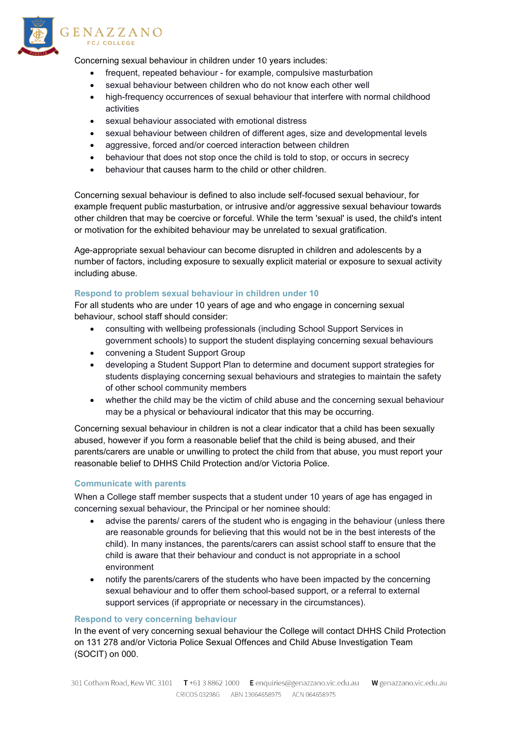Concerning sexual behaviour in children under 10 years includes:

- frequent, repeated behaviour - for example, compulsive masturbation
- sexual behaviour between children who do not know each other well
- high-frequency occurrences of sexual behaviour that interfere with normal childhood activities
- sexual behaviour associated with emotional distress
- sexual behaviour between children of different ages, size and developmental levels
- aggressive, forced and/or coerced interaction between children
- behaviour that does not stop once the child is told to stop, or occurs in secrecy
- behaviour that causes harm to the child or other children.

Concerning sexual behaviour is defined to also include self-focused sexual behaviour, for example frequent public masturbation, or intrusive and/or aggressive sexual behaviour towards other children that may be coercive or forceful. While the term 'sexual' is used, the child's intent or motivation for the exhibited behaviour may be unrelated to sexual gratification.

Age-appropriate sexual behaviour can become disrupted in children and adolescents by a number of factors, including exposure to sexually explicit material or exposure to sexual activity including abuse.

### Respond to problem sexual behaviour in children under 10

For all students who are under 10 years of age and who engage in concerning sexual behaviour, school staff should consider:

- consulting with wellbeing professionals (including School Support Services in government schools) to support the student displaying concerning sexual behaviours
- convening a Student Support Group
- developing a Student Support Plan to determine and document support strategies for students displaying concerning sexual behaviours and strategies to maintain the safety of other school community members
- whether the child may be the victim of child abuse and the concerning sexual behaviour may be a physical or behavioural indicator that this may be occurring.

Concerning sexual behaviour in children is not a clear indicator that a child has been sexually abused, however if you form a reasonable belief that the child is being abused, and their parents/carers are unable or unwilling to protect the child from that abuse, you must report your reasonable belief to DHHS Child Protection and/or Victoria Police.

### Communicate with parents

When a College staff member suspects that a student under 10 years of age has engaged in concerning sexual behaviour, the Principal or her nominee should:

- advise the parents/ carers of the student who is engaging in the behaviour (unless there are reasonable grounds for believing that this would not be in the best interests of the child). In many instances, the parents/carers can assist school staff to ensure that the child is aware that their behaviour and conduct is not appropriate in a school environment
- notify the parents/carers of the students who have been impacted by the concerning sexual behaviour and to offer them school-based support, or a referral to external support services (if appropriate or necessary in the circumstances).

### Respond to very concerning behaviour

In the event of very concerning sexual behaviour the College will contact DHHS Child Protection on 131 278 and/or Victoria Police Sexual Offences and Child Abuse Investigation Team (SOCIT) on 000.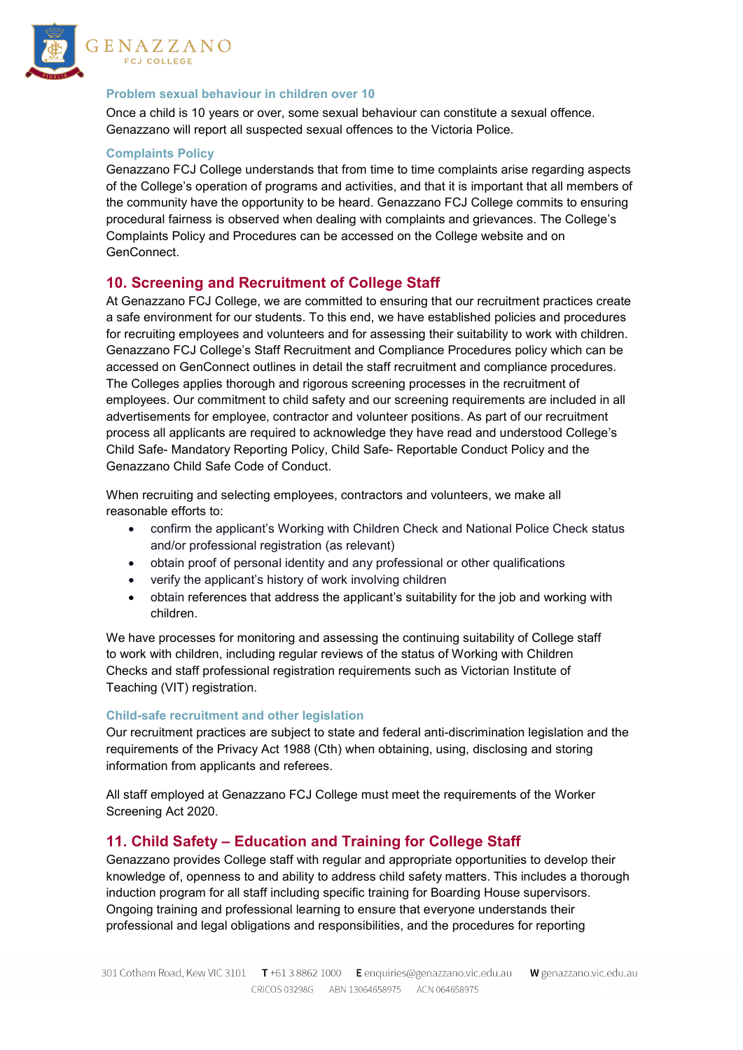### Problem sexual behaviour in children over 10

Once a child is 10 years or over, some sexual behaviour can constitute a sexual offence. Genazzano will report all suspected sexual offences to the Victoria Police.

### Complaints Policy

Genazzano FCJ College understands that from time to time complaints arise regarding aspects of the College's operation of programs and activities, and that it is important that all members of the community have the opportunity to be heard. Genazzano FCJ College commits to ensuring procedural fairness is observed when dealing with complaints and grievances. The College's Complaints Policy and Procedures can be accessed on the College website and on GenConnect.

## 10. Screening and Recruitment of College Staff

At Genazzano FCJ College, we are committed to ensuring that our recruitment practices create a safe environment for our students. To this end, we have established policies and procedures for recruiting employees and volunteers and for assessing their suitability to work with children. Genazzano FCJ College's Staff Recruitment and Compliance Procedures policy which can be accessed on GenConnect outlines in detail the staff recruitment and compliance procedures. The Colleges applies thorough and rigorous screening processes in the recruitment of employees. Our commitment to child safety and our screening requirements are included in all advertisements for employee, contractor and volunteer positions. As part of our recruitment process all applicants are required to acknowledge they have read and understood College's Child Safe- Mandatory Reporting Policy, Child Safe- Reportable Conduct Policy and the Genazzano Child Safe Code of Conduct.

When recruiting and selecting employees, contractors and volunteers, we make all reasonable efforts to:

- confirm the applicant's Working with Children Check and National Police Check status and/or professional registration (as relevant)
- obtain proof of personal identity and any professional or other qualifications
- verify the applicant's history of work involving children
- obtain references that address the applicant's suitability for the job and working with children.

We have processes for monitoring and assessing the continuing suitability of College staff to work with children, including regular reviews of the status of Working with Children Checks and staff professional registration requirements such as Victorian Institute of Teaching (VIT) registration.

### Child-safe recruitment and other legislation

Our recruitment practices are subject to state and federal anti-discrimination legislation and the requirements of the Privacy Act 1988 (Cth) when obtaining, using, disclosing and storing information from applicants and referees.

All staff employed at Genazzano FCJ College must meet the requirements of the Worker Screening Act 2020.

## 11. Child Safety – Education and Training for College Staff

Genazzano provides College staff with regular and appropriate opportunities to develop their knowledge of, openness to and ability to address child safety matters. This includes a thorough induction program for all staff including specific training for Boarding House supervisors. Ongoing training and professional learning to ensure that everyone understands their professional and legal obligations and responsibilities, and the procedures for reporting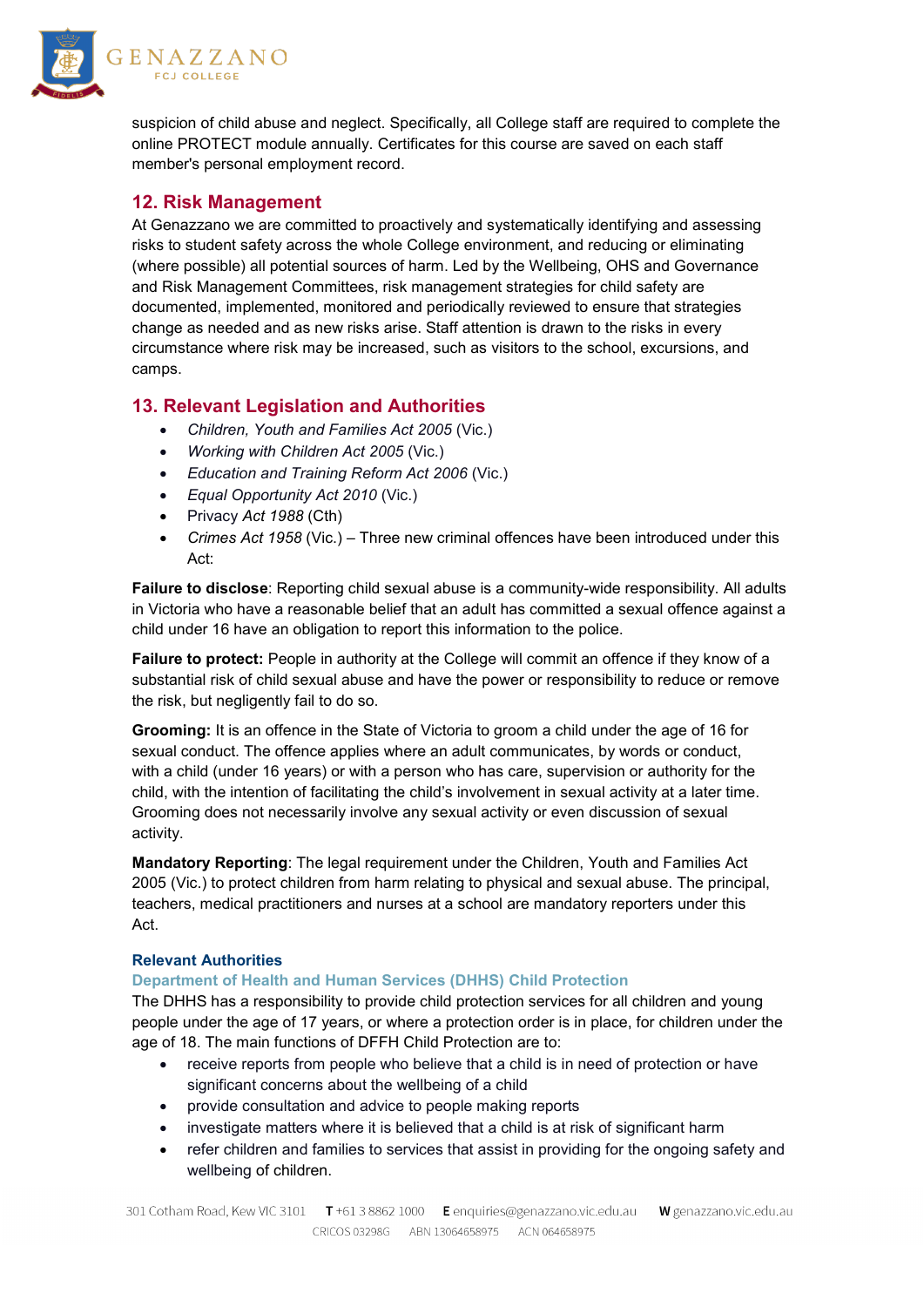suspicion of child abuse and neglect. Specifically, all College staff are required to complete the online PROTECT module annually. Certificates for this course are saved on each staff member's personal employment record.

## 12. Risk Management

At Genazzano we are committed to proactively and systematically identifying and assessing risks to student safety across the whole College environment, and reducing or eliminating (where possible) all potential sources of harm. Led by the Wellbeing, OHS and Governance and Risk Management Committees, risk management strategies for child safety are documented, implemented, monitored and periodically reviewed to ensure that strategies change as needed and as new risks arise. Staff attention is drawn to the risks in every circumstance where risk may be increased, such as visitors to the school, excursions, and camps.

## 13. Relevant Legislation and Authorities

- *Children, Youth and Families Act 2005* (Vic.)
- *Working with Children Act 2005* (Vic.)
- *Education and Training Reform Act 2006* (Vic.)
- *Equal Opportunity Act 2010* (Vic.)
- Privacy *Act 1988* (Cth)
- *Crimes Act 1958* (Vic.) – Three new criminal offences have been introduced under this Act:

**Failure to disclose**: Reporting child sexual abuse is a community-wide responsibility. All adults in Victoria who have a reasonable belief that an adult has committed a sexual offence against a child under 16 have an obligation to report this information to the police.

**Failure to protect:** People in authority at the College will commit an offence if they know of a substantial risk of child sexual abuse and have the power or responsibility to reduce or remove the risk, but negligently fail to do so.

**Grooming:** It is an offence in the State of Victoria to groom a child under the age of 16 for sexual conduct. The offence applies where an adult communicates, by words or conduct, with a child (under 16 years) or with a person who has care, supervision or authority for the child, with the intention of facilitating the child's involvement in sexual activity at a later time. Grooming does not necessarily involve any sexual activity or even discussion of sexual activity.

**Mandatory Reporting**: The legal requirement under the Children, Youth and Families Act 2005 (Vic.) to protect children from harm relating to physical and sexual abuse. The principal, teachers, medical practitioners and nurses at a school are mandatory reporters under this Act.

### Relevant Authorities

#### Department of Health and Human Services (DHHS) Child Protection

The DHHS has a responsibility to provide child protection services for all children and young people under the age of 17 years, or where a protection order is in place, for children under the age of 18. The main functions of DFFH Child Protection are to:

- receive reports from people who believe that a child is in need of protection or have significant concerns about the wellbeing of a child
- provide consultation and advice to people making reports
- investigate matters where it is believed that a child is at risk of significant harm
- refer children and families to services that assist in providing for the ongoing safety and wellbeing of children.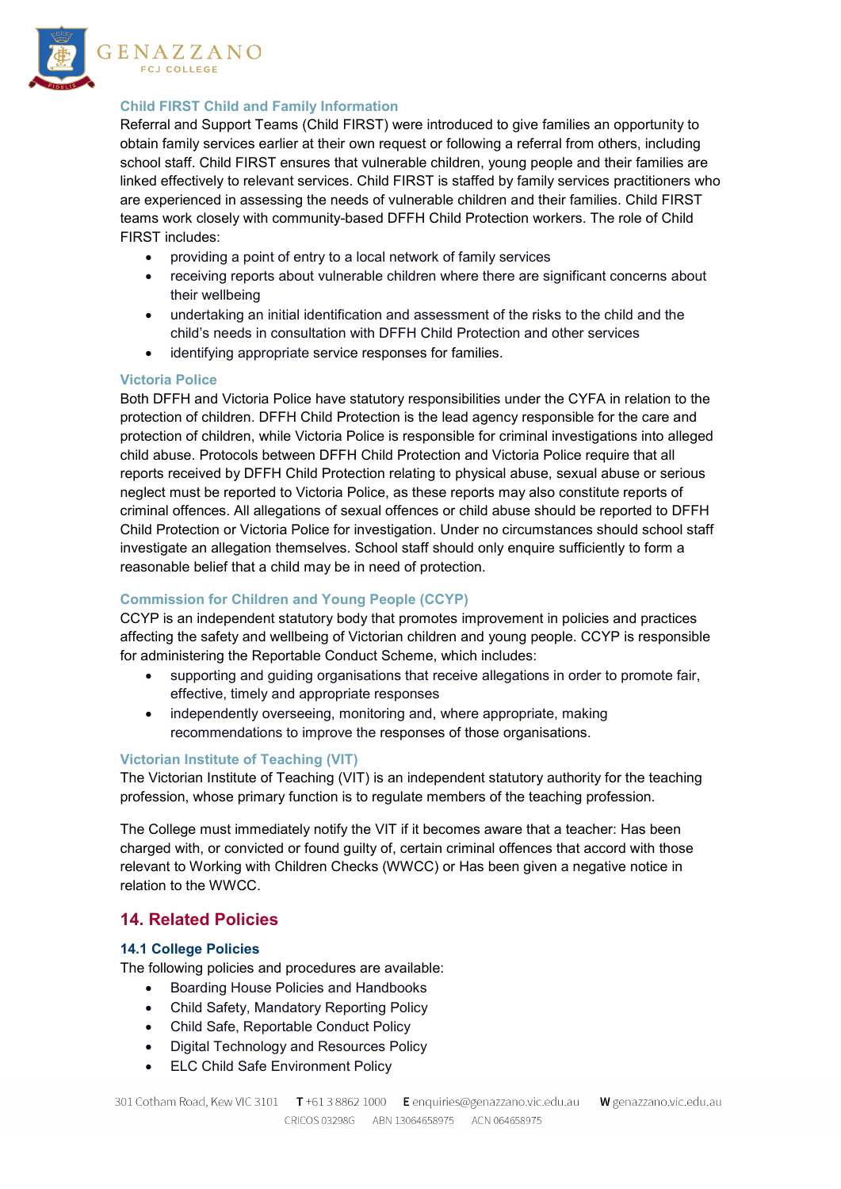### Child FIRST Child and Family Information

Referral and Support Teams (Child FIRST) were introduced to give families an opportunity to obtain family services earlier at their own request or following a referral from others, including school staff. Child FIRST ensures that vulnerable children, young people and their families are linked effectively to relevant services. Child FIRST is staffed by family services practitioners who are experienced in assessing the needs of vulnerable children and their families. Child FIRST teams work closely with community-based DFFH Child Protection workers. The role of Child FIRST includes:

- providing a point of entry to a local network of family services
- receiving reports about vulnerable children where there are significant concerns about their wellbeing
- undertaking an initial identification and assessment of the risks to the child and the child's needs in consultation with DFFH Child Protection and other services
- identifying appropriate service responses for families.

### Victoria Police

Both DFFH and Victoria Police have statutory responsibilities under the CYFA in relation to the protection of children. DFFH Child Protection is the lead agency responsible for the care and protection of children, while Victoria Police is responsible for criminal investigations into alleged child abuse. Protocols between DFFH Child Protection and Victoria Police require that all reports received by DFFH Child Protection relating to physical abuse, sexual abuse or serious neglect must be reported to Victoria Police, as these reports may also constitute reports of criminal offences. All allegations of sexual offences or child abuse should be reported to DFFH Child Protection or Victoria Police for investigation. Under no circumstances should school staff investigate an allegation themselves. School staff should only enquire sufficiently to form a reasonable belief that a child may be in need of protection.

### Commission for Children and Young People (CCYP)

CCYP is an independent statutory body that promotes improvement in policies and practices affecting the safety and wellbeing of Victorian children and young people. CCYP is responsible for administering the Reportable Conduct Scheme, which includes:

- supporting and guiding organisations that receive allegations in order to promote fair, effective, timely and appropriate responses
- independently overseeing, monitoring and, where appropriate, making recommendations to improve the responses of those organisations.

### Victorian Institute of Teaching (VIT)

The Victorian Institute of Teaching (VIT) is an independent statutory authority for the teaching profession, whose primary function is to regulate members of the teaching profession.

The College must immediately notify the VIT if it becomes aware that a teacher: Has been charged with, or convicted or found guilty of, certain criminal offences that accord with those relevant to Working with Children Checks (WWCC) or Has been given a negative notice in relation to the WWCC.

## 14. Related Policies

### 14.1 College Policies

The following policies and procedures are available:

- Boarding House Policies and Handbooks
- Child Safety, Mandatory Reporting Policy
- Child Safe, Reportable Conduct Policy
- Digital Technology and Resources Policy
- ELC Child Safe Environment Policy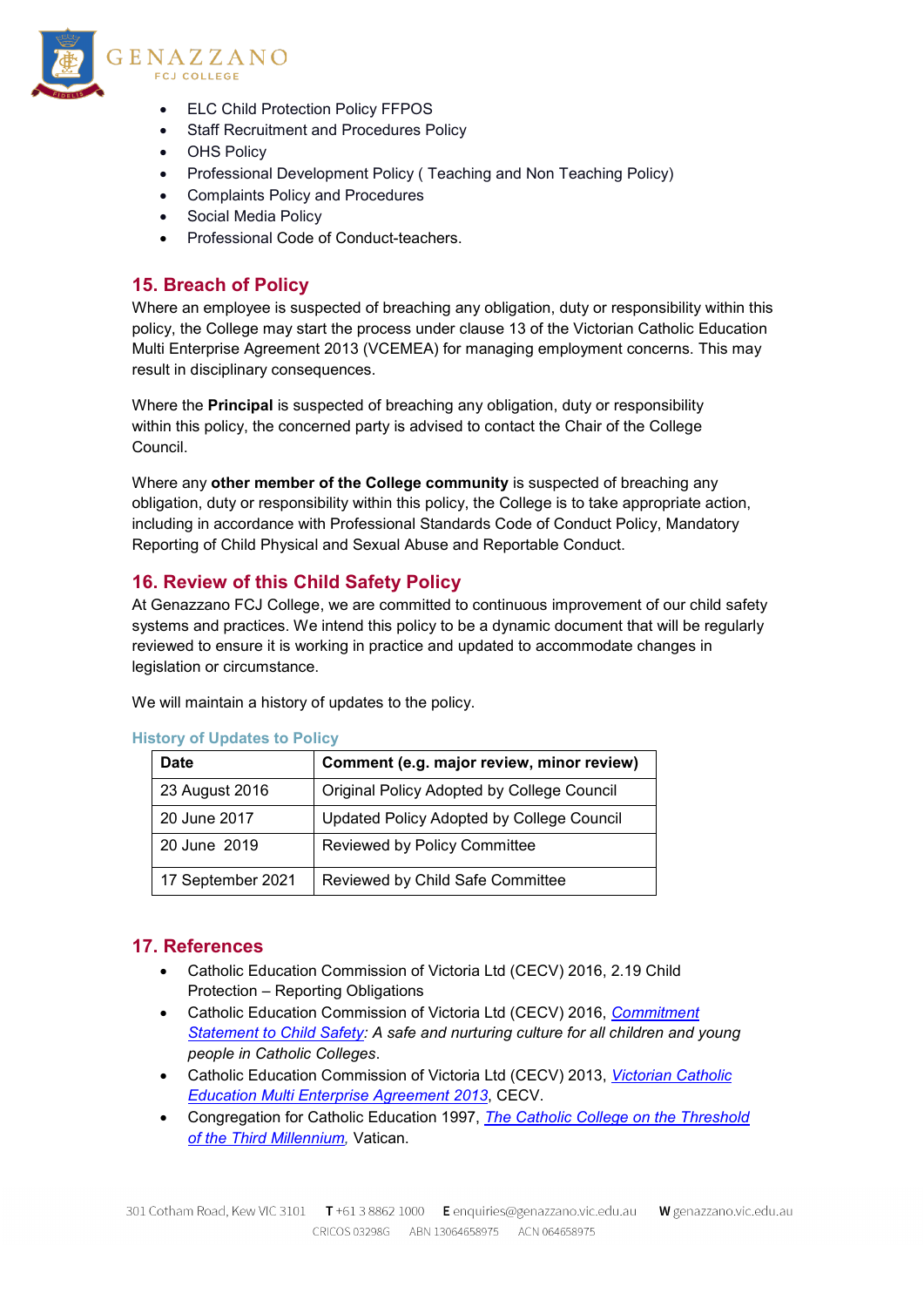- ELC Child Protection Policy FFPOS
- Staff Recruitment and Procedures Policy
- OHS Policy
- Professional Development Policy ( Teaching and Non Teaching Policy)
- Complaints Policy and Procedures
- Social Media Policy
- Professional Code of Conduct-teachers.

## 15. Breach of Policy

Where an employee is suspected of breaching any obligation, duty or responsibility within this policy, the College may start the process under clause 13 of the Victorian Catholic Education Multi Enterprise Agreement 2013 (VCEMEA) for managing employment concerns. This may result in disciplinary consequences.

Where the **Principal** is suspected of breaching any obligation, duty or responsibility within this policy, the concerned party is advised to contact the Chair of the College Council.

Where any **other member of the College community** is suspected of breaching any obligation, duty or responsibility within this policy, the College is to take appropriate action, including in accordance with Professional Standards Code of Conduct Policy, Mandatory Reporting of Child Physical and Sexual Abuse and Reportable Conduct.

## 16. Review of this Child Safety Policy

At Genazzano FCJ College, we are committed to continuous improvement of our child safety systems and practices. We intend this policy to be a dynamic document that will be regularly reviewed to ensure it is working in practice and updated to accommodate changes in legislation or circumstance.

We will maintain a history of updates to the policy.

### History of Updates to Policy

| Date | Comment (e.g. major review, minor review) |
|---|---|
| 23 August 2016 | Original Policy Adopted by College Council |
| 20 June 2017 | Updated Policy Adopted by College Council |
| 20 June 2019 | Reviewed by Policy Committee |
| 17 September 2021 | Reviewed by Child Safe Committee |

## 17. References

- Catholic Education Commission of Victoria Ltd (CECV) 2016, 2.19 Child Protection – Reporting Obligations
- Catholic Education Commission of Victoria Ltd (CECV) 2016, *Commitment Statement to Child Safety: A safe and nurturing culture for all children and young people in Catholic Colleges*.
- Catholic Education Commission of Victoria Ltd (CECV) 2013, *Victorian Catholic Education Multi Enterprise Agreement 2013*, CECV.
- Congregation for Catholic Education 1997, *The Catholic College on the Threshold of the Third Millennium*, Vatican.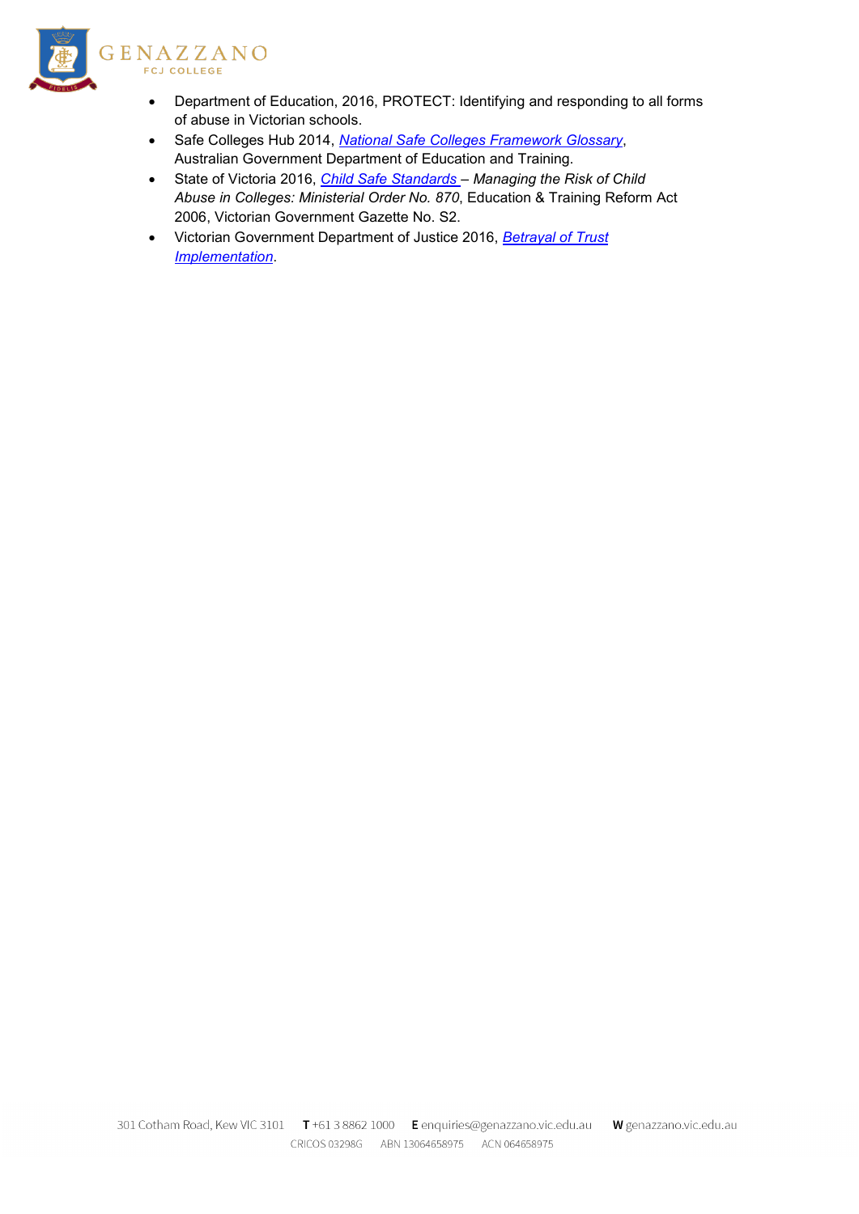- Department of Education, 2016, PROTECT: Identifying and responding to all forms of abuse in Victorian schools.
- Safe Colleges Hub 2014, *National Safe Colleges Framework Glossary*, Australian Government Department of Education and Training.
- State of Victoria 2016, *Child Safe Standards – Managing the Risk of Child Abuse in Colleges: Ministerial Order No. 870*, Education & Training Reform Act 2006, Victorian Government Gazette No. S2.
- Victorian Government Department of Justice 2016, *Betrayal of Trust Implementation*.